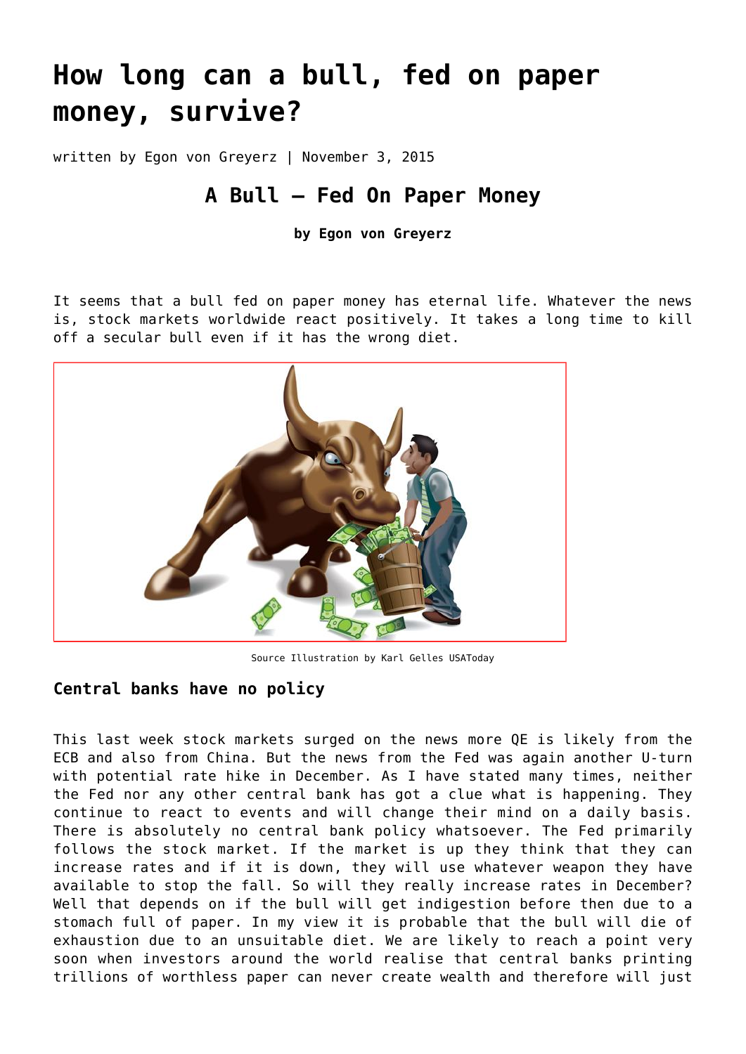# How long can a bull, fed on paper money, survive?

written by Egon von Greyerz | November 3, 2015

## A Bull – Fed On Paper Money

**by Egon von Greyerz**

It seems that a bull fed on paper money has eternal life. Whatever the news is, stock markets worldwide react positively. It takes a long time to kill off a secular bull even if it has the wrong diet.

Source Illustration by Karl Gelles USAToday

### Central banks have no policy

This last week stock markets surged on the news more QE is likely from the ECB and also from China. But the news from the Fed was again another U-turn with potential rate hike in December. As I have stated many times, neither the Fed nor any other central bank has got a clue what is happening. They continue to react to events and will change their mind on a daily basis. There is absolutely no central bank policy whatsoever. The Fed primarily follows the stock market. If the market is up they think that they can increase rates and if it is down, they will use whatever weapon they have available to stop the fall. So will they really increase rates in December? Well that depends on if the bull will get indigestion before then due to a stomach full of paper. In my view it is probable that the bull will die of exhaustion due to an unsuitable diet. We are likely to reach a point very soon when investors around the world realise that central banks printing trillions of worthless paper can never create wealth and therefore will just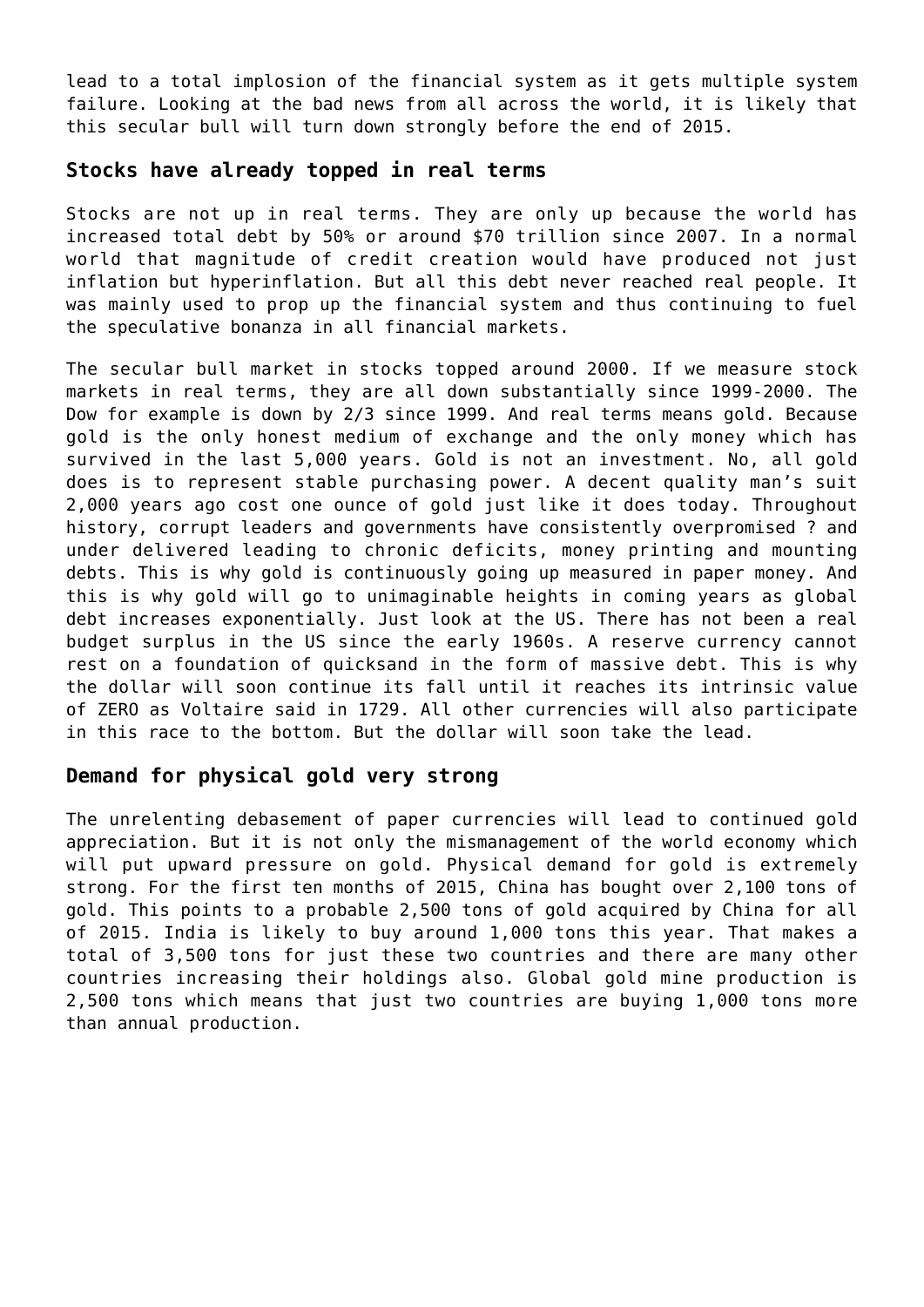lead to a total implosion of the financial system as it gets multiple system failure. Looking at the bad news from all across the world, it is likely that this secular bull will turn down strongly before the end of 2015.

## Stocks have already topped in real terms

Stocks are not up in real terms. They are only up because the world has increased total debt by 50% or around $70 trillion since 2007. In a normal world that magnitude of credit creation would have produced not just inflation but hyperinflation. But all this debt never reached real people. It was mainly used to prop up the financial system and thus continuing to fuel the speculative bonanza in all financial markets.

The secular bull market in stocks topped around 2000. If we measure stock markets in real terms, they are all down substantially since 1999-2000. The Dow for example is down by 2/3 since 1999. And real terms means gold. Because gold is the only honest medium of exchange and the only money which has survived in the last 5,000 years. Gold is not an investment. No, all gold does is to represent stable purchasing power. A decent quality man's suit 2,000 years ago cost one ounce of gold just like it does today. Throughout history, corrupt leaders and governments have consistently overpromised ? and under delivered leading to chronic deficits, money printing and mounting debts. This is why gold is continuously going up measured in paper money. And this is why gold will go to unimaginable heights in coming years as global debt increases exponentially. Just look at the US. There has not been a real budget surplus in the US since the early 1960s. A reserve currency cannot rest on a foundation of quicksand in the form of massive debt. This is why the dollar will soon continue its fall until it reaches its intrinsic value of ZERO as Voltaire said in 1729. All other currencies will also participate in this race to the bottom. But the dollar will soon take the lead.

## Demand for physical gold very strong

The unrelenting debasement of paper currencies will lead to continued gold appreciation. But it is not only the mismanagement of the world economy which will put upward pressure on gold. Physical demand for gold is extremely strong. For the first ten months of 2015, China has bought over 2,100 tons of gold. This points to a probable 2,500 tons of gold acquired by China for all of 2015. India is likely to buy around 1,000 tons this year. That makes a total of 3,500 tons for just these two countries and there are many other countries increasing their holdings also. Global gold mine production is 2,500 tons which means that just two countries are buying 1,000 tons more than annual production.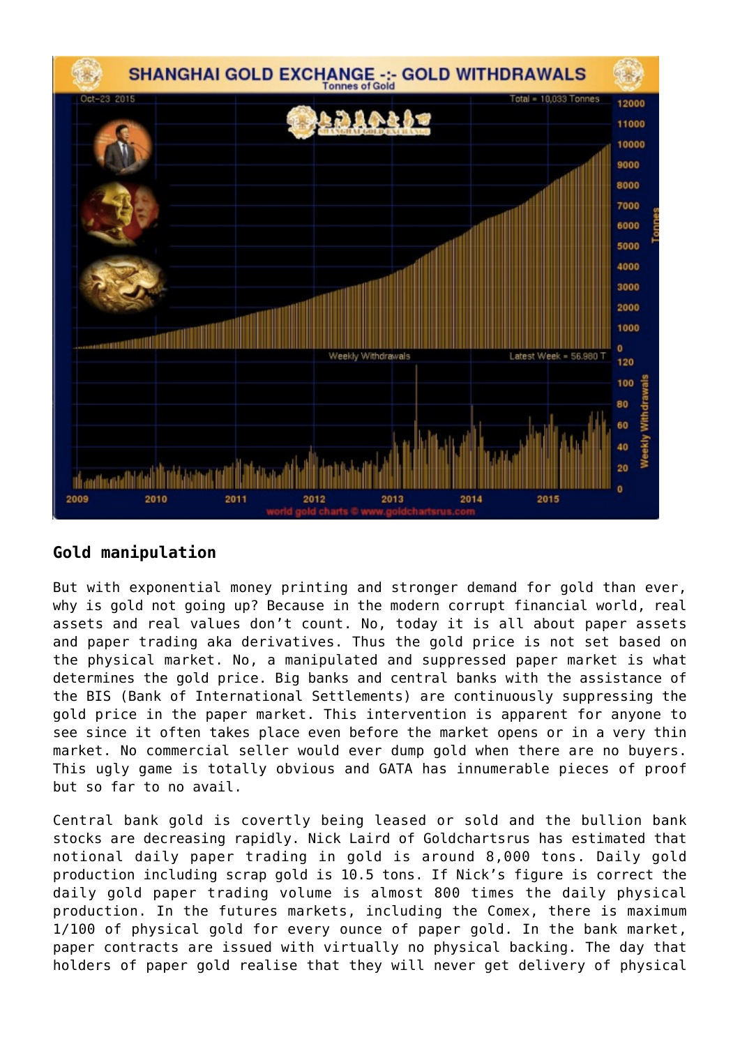## Gold manipulation

But with exponential money printing and stronger demand for gold than ever, why is gold not going up? Because in the modern corrupt financial world, real assets and real values don't count. No, today it is all about paper assets and paper trading aka derivatives. Thus the gold price is not set based on the physical market. No, a manipulated and suppressed paper market is what determines the gold price. Big banks and central banks with the assistance of the BIS (Bank of International Settlements) are continuously suppressing the gold price in the paper market. This intervention is apparent for anyone to see since it often takes place even before the market opens or in a very thin market. No commercial seller would ever dump gold when there are no buyers. This ugly game is totally obvious and GATA has innumerable pieces of proof but so far to no avail.

Central bank gold is covertly being leased or sold and the bullion bank stocks are decreasing rapidly. Nick Laird of Goldchartsrus has estimated that notional daily paper trading in gold is around 8,000 tons. Daily gold production including scrap gold is 10.5 tons. If Nick's figure is correct the daily gold paper trading volume is almost 800 times the daily physical production. In the futures markets, including the Comex, there is maximum 1/100 of physical gold for every ounce of paper gold. In the bank market, paper contracts are issued with virtually no physical backing. The day that holders of paper gold realise that they will never get delivery of physical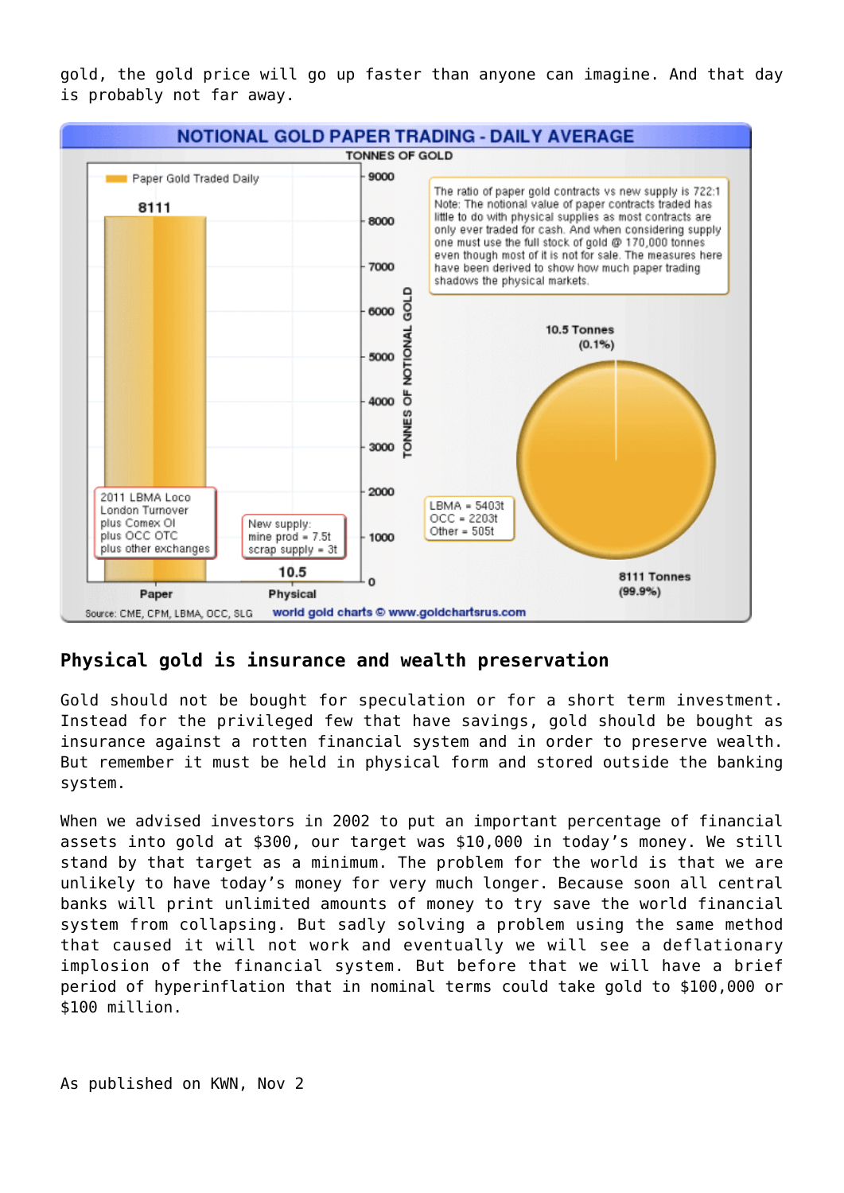gold, the gold price will go up faster than anyone can imagine. And that day is probably not far away.

## Physical gold is insurance and wealth preservation

Gold should not be bought for speculation or for a short term investment. Instead for the privileged few that have savings, gold should be bought as insurance against a rotten financial system and in order to preserve wealth. But remember it must be held in physical form and stored outside the banking system.

When we advised investors in 2002 to put an important percentage of financial assets into gold at $300, our target was $10,000 in today's money. We still stand by that target as a minimum. The problem for the world is that we are unlikely to have today's money for very much longer. Because soon all central banks will print unlimited amounts of money to try save the world financial system from collapsing. But sadly solving a problem using the same method that caused it will not work and eventually we will see a deflationary implosion of the financial system. But before that we will have a brief period of hyperinflation that in nominal terms could take gold to $100,000 or $100 million.

As published on KWN, Nov 2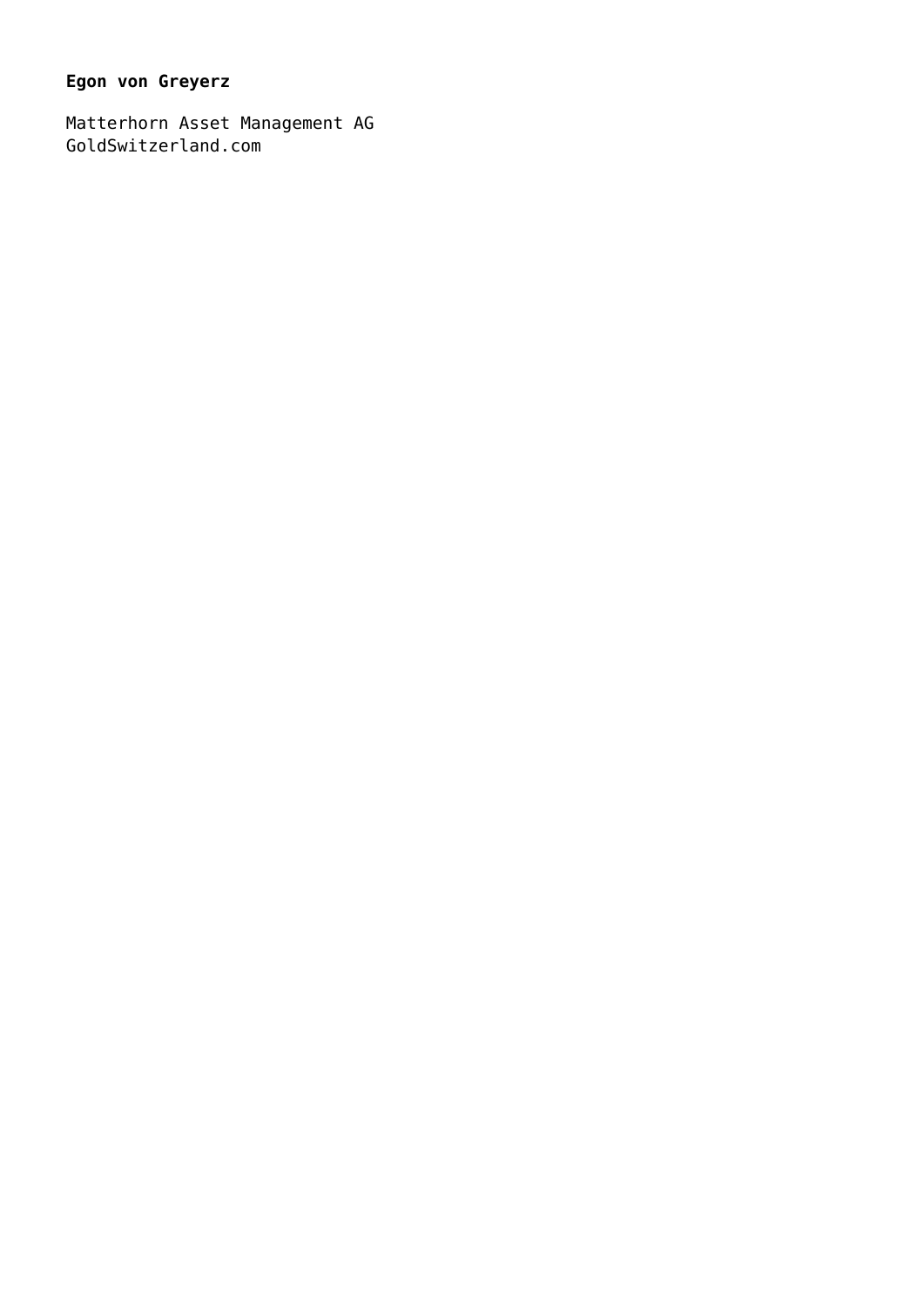**Egon von Greyerz**

Matterhorn Asset Management AG
GoldSwitzerland.com